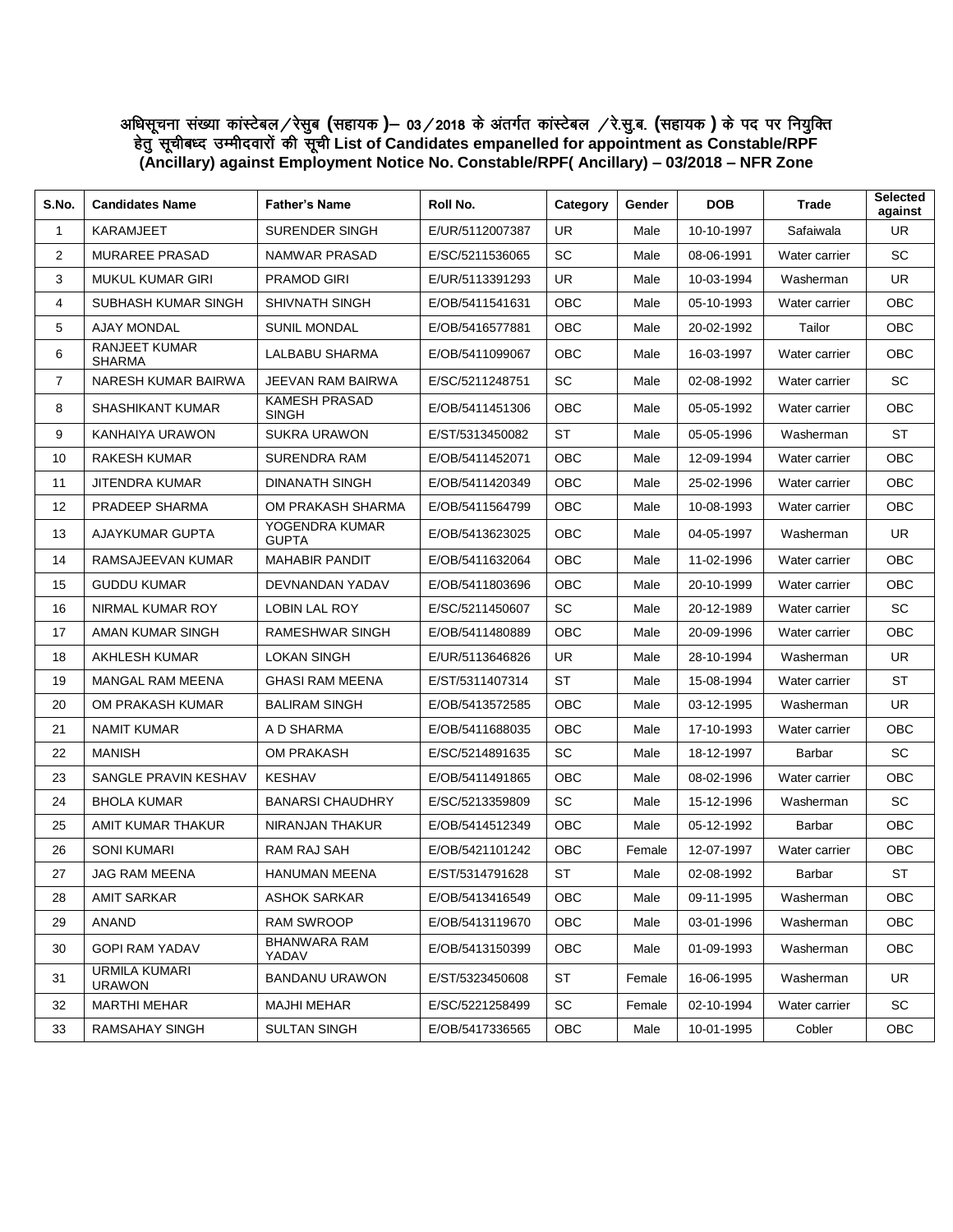**अधिसूचना संख्या कांस्टेबल/रेसुब (सहायक)– 03/2018 के अंतर्गत कांस्टेबल /रे.सु.ब. (सहायक) के पद पर नियुक्ति हेतु सूचीबध्द उम्मीदवारों की सूची List of Candidates empanelled for appointment as Constable/RPF (Ancillary) against Employment Notice No. Constable/RPF( Ancillary) – 03/2018 – NFR Zone**

| S.No. | Candidates Name | Father's Name | Roll No. | Category | Gender | DOB | Trade | Selected against |
|---|---|---|---|---|---|---|---|---|
| 1 | KARAMJEET | SURENDER SINGH | E/UR/5112007387 | UR | Male | 10-10-1997 | Safaiwala | UR |
| 2 | MURAREE PRASAD | NAMWAR PRASAD | E/SC/5211536065 | SC | Male | 08-06-1991 | Water carrier | SC |
| 3 | MUKUL KUMAR GIRI | PRAMOD GIRI | E/UR/5113391293 | UR | Male | 10-03-1994 | Washerman | UR |
| 4 | SUBHASH KUMAR SINGH | SHIVNATH SINGH | E/OB/5411541631 | OBC | Male | 05-10-1993 | Water carrier | OBC |
| 5 | AJAY MONDAL | SUNIL MONDAL | E/OB/5416577881 | OBC | Male | 20-02-1992 | Tailor | OBC |
| 6 | RANJEET KUMAR SHARMA | LALBABU SHARMA | E/OB/5411099067 | OBC | Male | 16-03-1997 | Water carrier | OBC |
| 7 | NARESH KUMAR BAIRWA | JEEVAN RAM BAIRWA | E/SC/5211248751 | SC | Male | 02-08-1992 | Water carrier | SC |
| 8 | SHASHIKANT KUMAR | KAMESH PRASAD SINGH | E/OB/5411451306 | OBC | Male | 05-05-1992 | Water carrier | OBC |
| 9 | KANHAIYA URAWON | SUKRA URAWON | E/ST/5313450082 | ST | Male | 05-05-1996 | Washerman | ST |
| 10 | RAKESH KUMAR | SURENDRA RAM | E/OB/5411452071 | OBC | Male | 12-09-1994 | Water carrier | OBC |
| 11 | JITENDRA KUMAR | DINANATH SINGH | E/OB/5411420349 | OBC | Male | 25-02-1996 | Water carrier | OBC |
| 12 | PRADEEP SHARMA | OM PRAKASH SHARMA | E/OB/5411564799 | OBC | Male | 10-08-1993 | Water carrier | OBC |
| 13 | AJAYKUMAR GUPTA | YOGENDRA KUMAR GUPTA | E/OB/5413623025 | OBC | Male | 04-05-1997 | Washerman | UR |
| 14 | RAMSAJEEVAN KUMAR | MAHABIR PANDIT | E/OB/5411632064 | OBC | Male | 11-02-1996 | Water carrier | OBC |
| 15 | GUDDU KUMAR | DEVNANDAN YADAV | E/OB/5411803696 | OBC | Male | 20-10-1999 | Water carrier | OBC |
| 16 | NIRMAL KUMAR ROY | LOBIN LAL ROY | E/SC/5211450607 | SC | Male | 20-12-1989 | Water carrier | SC |
| 17 | AMAN KUMAR SINGH | RAMESHWAR SINGH | E/OB/5411480889 | OBC | Male | 20-09-1996 | Water carrier | OBC |
| 18 | AKHLESH KUMAR | LOKAN SINGH | E/UR/5113646826 | UR | Male | 28-10-1994 | Washerman | UR |
| 19 | MANGAL RAM MEENA | GHASI RAM MEENA | E/ST/5311407314 | ST | Male | 15-08-1994 | Water carrier | ST |
| 20 | OM PRAKASH KUMAR | BALIRAM SINGH | E/OB/5413572585 | OBC | Male | 03-12-1995 | Washerman | UR |
| 21 | NAMIT KUMAR | A D SHARMA | E/OB/5411688035 | OBC | Male | 17-10-1993 | Water carrier | OBC |
| 22 | MANISH | OM PRAKASH | E/SC/5214891635 | SC | Male | 18-12-1997 | Barbar | SC |
| 23 | SANGLE PRAVIN KESHAV | KESHAV | E/OB/5411491865 | OBC | Male | 08-02-1996 | Water carrier | OBC |
| 24 | BHOLA KUMAR | BANARSI CHAUDHRY | E/SC/5213359809 | SC | Male | 15-12-1996 | Washerman | SC |
| 25 | AMIT KUMAR THAKUR | NIRANJAN THAKUR | E/OB/5414512349 | OBC | Male | 05-12-1992 | Barbar | OBC |
| 26 | SONI KUMARI | RAM RAJ SAH | E/OB/5421101242 | OBC | Female | 12-07-1997 | Water carrier | OBC |
| 27 | JAG RAM MEENA | HANUMAN MEENA | E/ST/5314791628 | ST | Male | 02-08-1992 | Barbar | ST |
| 28 | AMIT SARKAR | ASHOK SARKAR | E/OB/5413416549 | OBC | Male | 09-11-1995 | Washerman | OBC |
| 29 | ANAND | RAM SWROOP | E/OB/5413119670 | OBC | Male | 03-01-1996 | Washerman | OBC |
| 30 | GOPI RAM YADAV | BHANWARA RAM YADAV | E/OB/5413150399 | OBC | Male | 01-09-1993 | Washerman | OBC |
| 31 | URMILA KUMARI URAWON | BANDANU URAWON | E/ST/5323450608 | ST | Female | 16-06-1995 | Washerman | UR |
| 32 | MARTHI MEHAR | MAJHI MEHAR | E/SC/5221258499 | SC | Female | 02-10-1994 | Water carrier | SC |
| 33 | RAMSAHAY SINGH | SULTAN SINGH | E/OB/5417336565 | OBC | Male | 10-01-1995 | Cobler | OBC |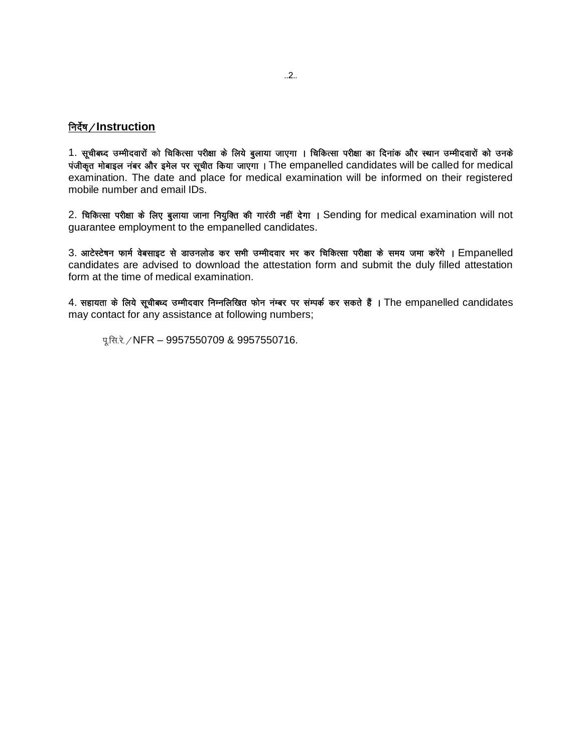## निर्देष / Instruction

1. सूचीबध्द उम्मीदवारों को चिकित्सा परीक्षा के लिये बुलाया जाएगा । चिकित्सा परीक्षा का दिनांक और स्थान उम्मीदवारों को उनके पंजीकृत मोबाइल नंबर और इमेल पर सूचीत किया जाएगा । The empanelled candidates will be called for medical examination. The date and place for medical examination will be informed on their registered mobile number and email IDs.

2. चिकित्सा परीक्षा के लिए बुलाया जाना नियुक्ति की गारंठी नहीं देगा । Sending for medical examination will not guarantee employment to the empanelled candidates.

3. आटेस्टेषन फार्म वेबसाइट से डाउनलोड कर सभी उम्मीदवार भर कर चिकित्सा परीक्षा के समय जमा करेंगे । Empanelled candidates are advised to download the attestation form and submit the duly filled attestation form at the time of medical examination.

4. सहायता के लिये सूचीबध्द उम्मीदवार निम्नलिखित फोन नंम्बर पर संम्पर्क कर सकते हैं । The empanelled candidates may contact for any assistance at following numbers;

पू.सि.रे. / NFR – 9957550709 & 9957550716.